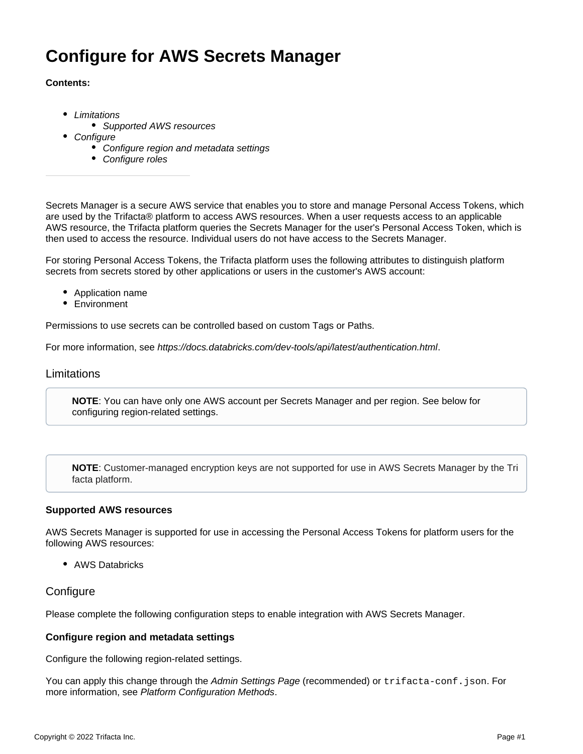# Configure for AWS Secrets Manager

**Contents:**

- *Limitations*
  - *Supported AWS resources*
- *Configure*
  - *Configure region and metadata settings*
  - *Configure roles*

---

Secrets Manager is a secure AWS service that enables you to store and manage Personal Access Tokens, which are used by the Trifacta® platform to access AWS resources. When a user requests access to an applicable AWS resource, the Trifacta platform queries the Secrets Manager for the user's Personal Access Token, which is then used to access the resource. Individual users do not have access to the Secrets Manager.

For storing Personal Access Tokens, the Trifacta platform uses the following attributes to distinguish platform secrets from secrets stored by other applications or users in the customer's AWS account:

- Application name
- Environment

Permissions to use secrets can be controlled based on custom Tags or Paths.

For more information, see *https://docs.databricks.com/dev-tools/api/latest/authentication.html*.

## Limitations

> **NOTE**: You can have only one AWS account per Secrets Manager and per region. See below for configuring region-related settings.

> **NOTE**: Customer-managed encryption keys are not supported for use in AWS Secrets Manager by the Trifacta platform.

### Supported AWS resources

AWS Secrets Manager is supported for use in accessing the Personal Access Tokens for platform users for the following AWS resources:

- AWS Databricks

## Configure

Please complete the following configuration steps to enable integration with AWS Secrets Manager.

### Configure region and metadata settings

Configure the following region-related settings.

You can apply this change through the *Admin Settings Page* (recommended) or `trifacta-conf.json`. For more information, see *Platform Configuration Methods*.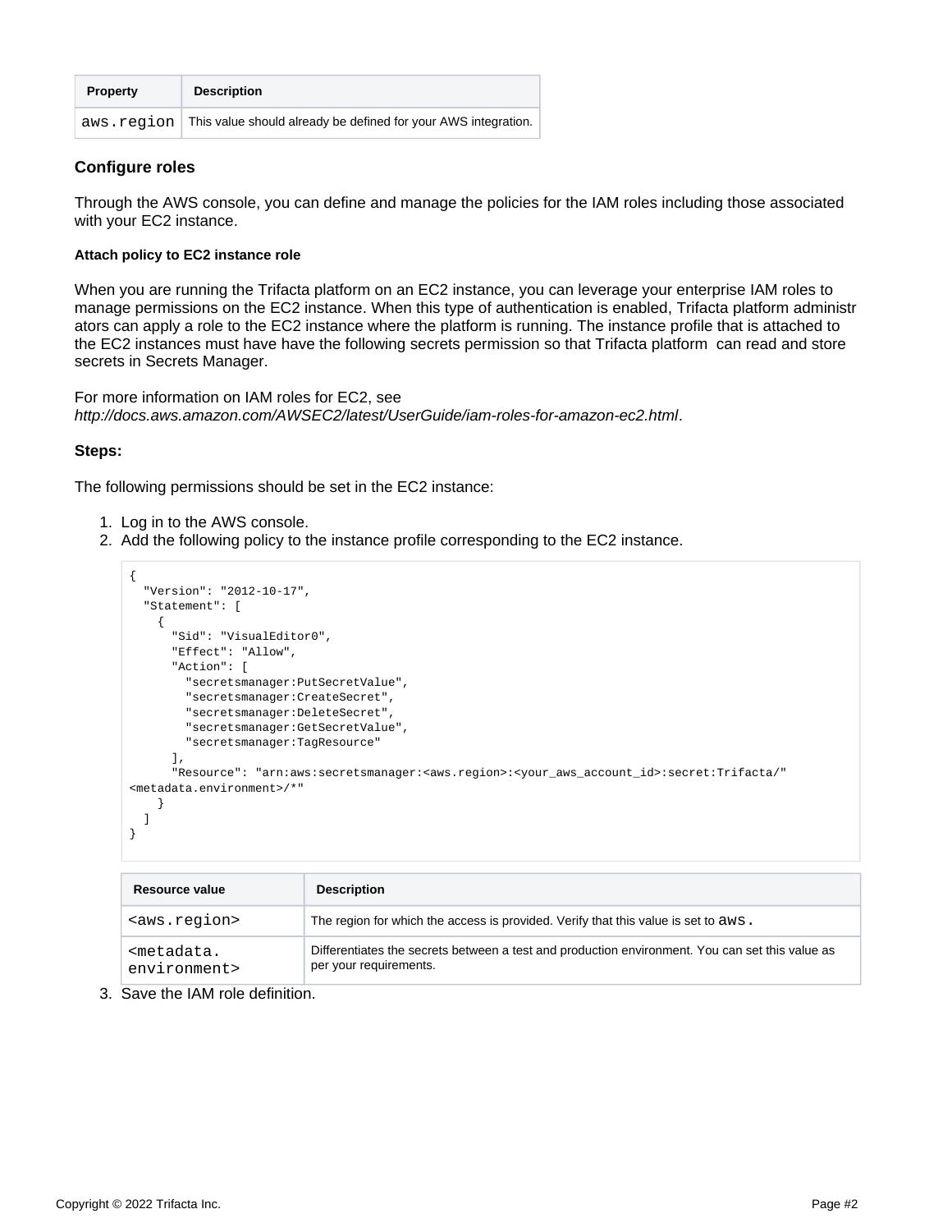| Property | Description |
| --- | --- |
| aws.region | This value should already be defined for your AWS integration. |

### Configure roles

Through the AWS console, you can define and manage the policies for the IAM roles including those associated with your EC2 instance.

#### Attach policy to EC2 instance role

When you are running the Trifacta platform on an EC2 instance, you can leverage your enterprise IAM roles to manage permissions on the EC2 instance. When this type of authentication is enabled, Trifacta platform administrators can apply a role to the EC2 instance where the platform is running. The instance profile that is attached to the EC2 instances must have have the following secrets permission so that Trifacta platform can read and store secrets in Secrets Manager.

For more information on IAM roles for EC2, see *http://docs.aws.amazon.com/AWSEC2/latest/UserGuide/iam-roles-for-amazon-ec2.html*.

**Steps:**

The following permissions should be set in the EC2 instance:

1. Log in to the AWS console.
2. Add the following policy to the instance profile corresponding to the EC2 instance.

```
{
  "Version": "2012-10-17",
  "Statement": [
    {
      "Sid": "VisualEditor0",
      "Effect": "Allow",
      "Action": [
        "secretsmanager:PutSecretValue",
        "secretsmanager:CreateSecret",
        "secretsmanager:DeleteSecret",
        "secretsmanager:GetSecretValue",
        "secretsmanager:TagResource"
      ],
      "Resource": "arn:aws:secretsmanager:<aws.region>:<your_aws_account_id>:secret:Trifacta/"
<metadata.environment>/*"
    }
  ]
}
```

| Resource value | Description |
| --- | --- |
| <aws.region> | The region for which the access is provided. Verify that this value is set to aws. |
| <metadata.environment> | Differentiates the secrets between a test and production environment. You can set this value as per your requirements. |

3. Save the IAM role definition.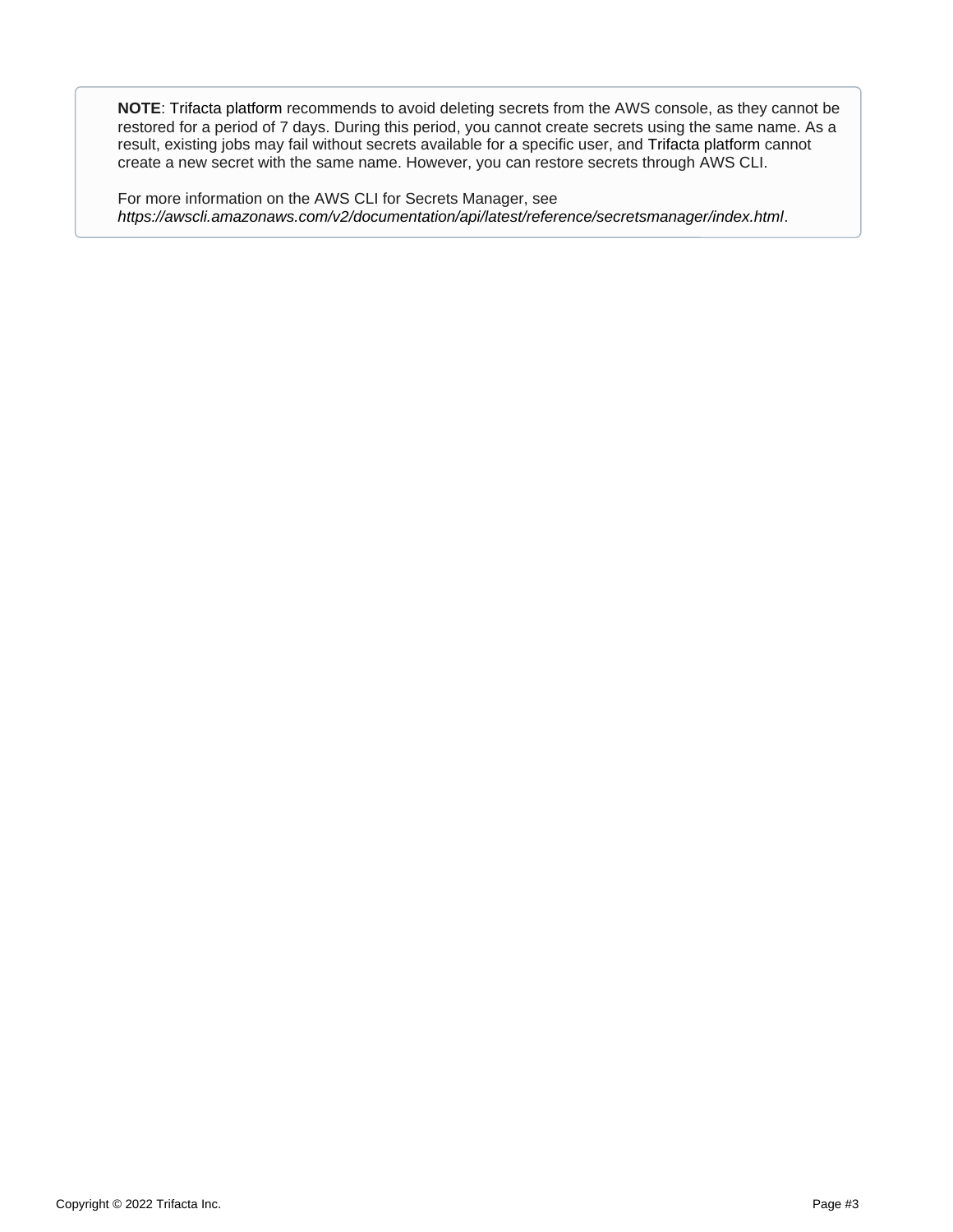> **NOTE**: Trifacta platform recommends to avoid deleting secrets from the AWS console, as they cannot be restored for a period of 7 days. During this period, you cannot create secrets using the same name. As a result, existing jobs may fail without secrets available for a specific user, and Trifacta platform cannot create a new secret with the same name. However, you can restore secrets through AWS CLI.
>
> For more information on the AWS CLI for Secrets Manager, see *https://awscli.amazonaws.com/v2/documentation/api/latest/reference/secretsmanager/index.html*.